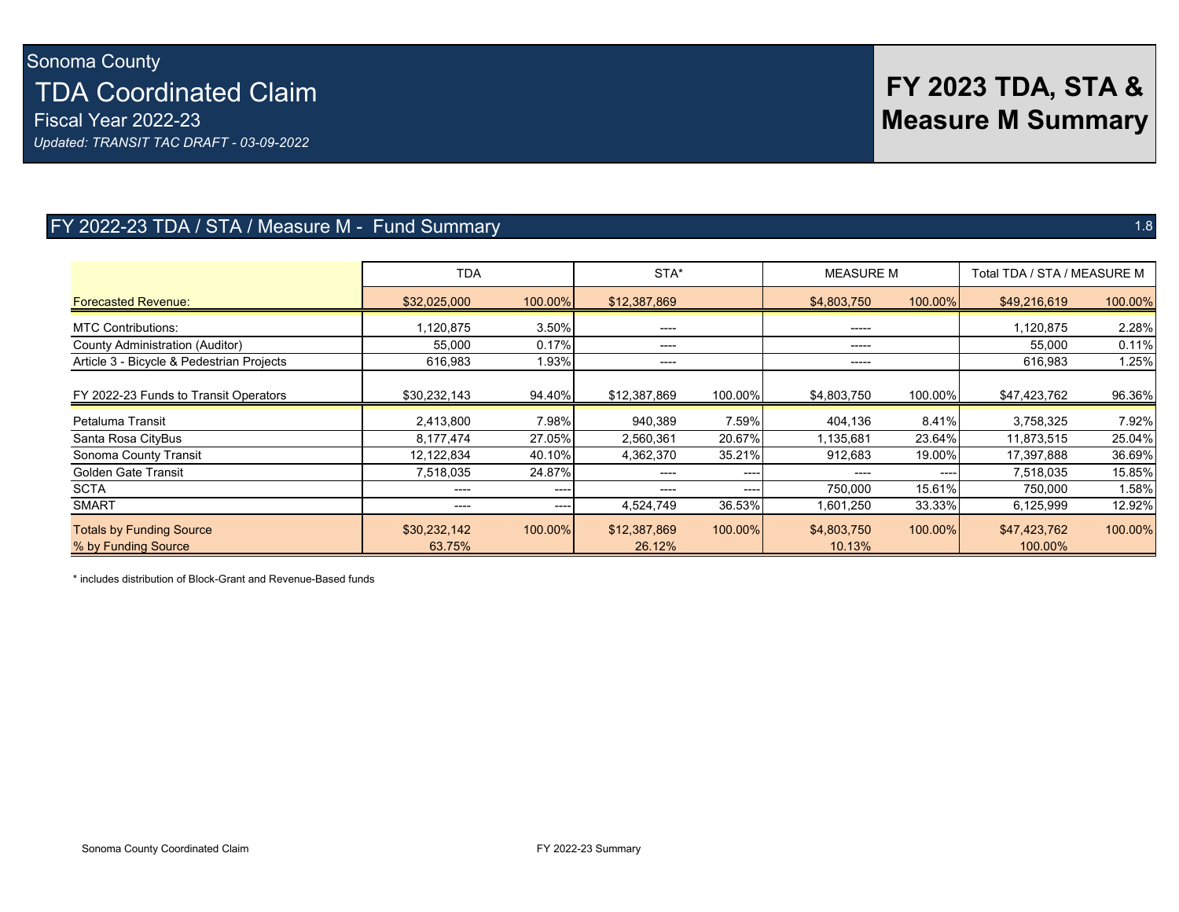Sonoma County

# TDA Coordinated Claim

Fiscal Year 2022-23

*Updated: TRANSIT TAC DRAFT - 03-09-2022*

# FY 2023 TDA, STA & Measure M Summary

## FY 2022-23 TDA / STA / Measure M - Fund Summary

1.8

| | TDA | | STA* | | MEASURE M | | Total TDA / STA / MEASURE M | |
|---|---|---|---|---|---|---|---|---|
| Forecasted Revenue: | $32,025,000 | 100.00% | $12,387,869 | | $4,803,750 | 100.00% | $49,216,619 | 100.00% |
| MTC Contributions: | 1,120,875 | 3.50% | ---- | | ----- | | 1,120,875 | 2.28% |
| County Administration (Auditor) | 55,000 | 0.17% | ---- | | ----- | | 55,000 | 0.11% |
| Article 3 - Bicycle & Pedestrian Projects | 616,983 | 1.93% | ---- | | ----- | | 616,983 | 1.25% |
| FY 2022-23 Funds to Transit Operators | $30,232,143 | 94.40% | $12,387,869 | 100.00% | $4,803,750 | 100.00% | $47,423,762 | 96.36% |
| Petaluma Transit | 2,413,800 | 7.98% | 940,389 | 7.59% | 404,136 | 8.41% | 3,758,325 | 7.92% |
| Santa Rosa CityBus | 8,177,474 | 27.05% | 2,560,361 | 20.67% | 1,135,681 | 23.64% | 11,873,515 | 25.04% |
| Sonoma County Transit | 12,122,834 | 40.10% | 4,362,370 | 35.21% | 912,683 | 19.00% | 17,397,888 | 36.69% |
| Golden Gate Transit | 7,518,035 | 24.87% | ---- | ---- | ---- | ---- | 7,518,035 | 15.85% |
| SCTA | ---- | ---- | ---- | ---- | 750,000 | 15.61% | 750,000 | 1.58% |
| SMART | ---- | ---- | 4,524,749 | 36.53% | 1,601,250 | 33.33% | 6,125,999 | 12.92% |
| Totals by Funding Source | $30,232,142 | 100.00% | $12,387,869 | 100.00% | $4,803,750 | 100.00% | $47,423,762 | 100.00% |
| % by Funding Source | 63.75% | | 26.12% | | 10.13% | | 100.00% | |

* includes distribution of Block-Grant and Revenue-Based funds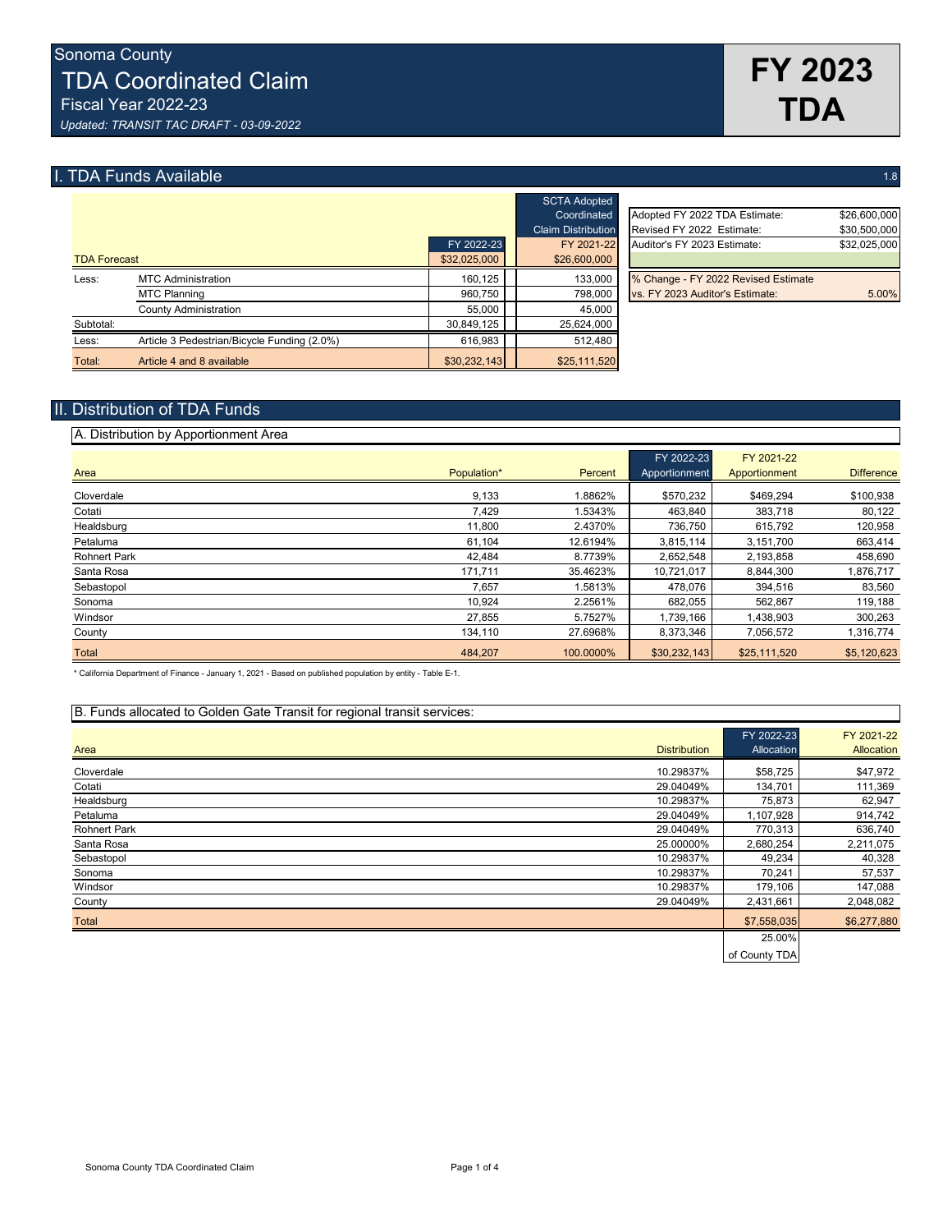# Sonoma County

# TDA Coordinated Claim

Fiscal Year 2022-23

*Updated: TRANSIT TAC DRAFT - 03-09-2022*

**FY 2023 TDA**

## I. TDA Funds Available

1.8

| TDA Forecast | | FY 2022-23 | SCTA Adopted Coordinated Claim Distribution FY 2021-22 |
|---|---|---|---|
| TDA Forecast | | $32,025,000 | $26,600,000 |
| Less: | MTC Administration | 160,125 | 133,000 |
| | MTC Planning | 960,750 | 798,000 |
| | County Administration | 55,000 | 45,000 |
| Subtotal: | | 30,849,125 | 25,624,000 |
| Less: | Article 3 Pedestrian/Bicycle Funding (2.0%) | 616,983 | 512,480 |
| Total: | Article 4 and 8 available | $30,232,143 | $25,111,520 |

| | |
|---|---|
| Adopted FY 2022 TDA Estimate: | $26,600,000 |
| Revised FY 2022 Estimate: | $30,500,000 |
| Auditor's FY 2023 Estimate: | $32,025,000 |
| % Change - FY 2022 Revised Estimate vs. FY 2023 Auditor's Estimate: | 5.00% |

## II. Distribution of TDA Funds

### A. Distribution by Apportionment Area

| Area | Population* | Percent | FY 2022-23 Apportionment | FY 2021-22 Apportionment | Difference |
|---|---|---|---|---|---|
| Cloverdale | 9,133 | 1.8862% | $570,232 | $469,294 | $100,938 |
| Cotati | 7,429 | 1.5343% | 463,840 | 383,718 | 80,122 |
| Healdsburg | 11,800 | 2.4370% | 736,750 | 615,792 | 120,958 |
| Petaluma | 61,104 | 12.6194% | 3,815,114 | 3,151,700 | 663,414 |
| Rohnert Park | 42,484 | 8.7739% | 2,652,548 | 2,193,858 | 458,690 |
| Santa Rosa | 171,711 | 35.4623% | 10,721,017 | 8,844,300 | 1,876,717 |
| Sebastopol | 7,657 | 1.5813% | 478,076 | 394,516 | 83,560 |
| Sonoma | 10,924 | 2.2561% | 682,055 | 562,867 | 119,188 |
| Windsor | 27,855 | 5.7527% | 1,739,166 | 1,438,903 | 300,263 |
| County | 134,110 | 27.6968% | 8,373,346 | 7,056,572 | 1,316,774 |
| Total | 484,207 | 100.0000% | $30,232,143 | $25,111,520 | $5,120,623 |

\* California Department of Finance - January 1, 2021 - Based on published population by entity - Table E-1.

### B. Funds allocated to Golden Gate Transit for regional transit services:

| Area | Distribution | FY 2022-23 Allocation | FY 2021-22 Allocation |
|---|---|---|---|
| Cloverdale | 10.29837% | $58,725 | $47,972 |
| Cotati | 29.04049% | 134,701 | 111,369 |
| Healdsburg | 10.29837% | 75,873 | 62,947 |
| Petaluma | 29.04049% | 1,107,928 | 914,742 |
| Rohnert Park | 29.04049% | 770,313 | 636,740 |
| Santa Rosa | 25.00000% | 2,680,254 | 2,211,075 |
| Sebastopol | 10.29837% | 49,234 | 40,328 |
| Sonoma | 10.29837% | 70,241 | 57,537 |
| Windsor | 10.29837% | 179,106 | 147,088 |
| County | 29.04049% | 2,431,661 | 2,048,082 |
| Total | | $7,558,035 | $6,277,880 |
| | | 25.00% of County TDA | |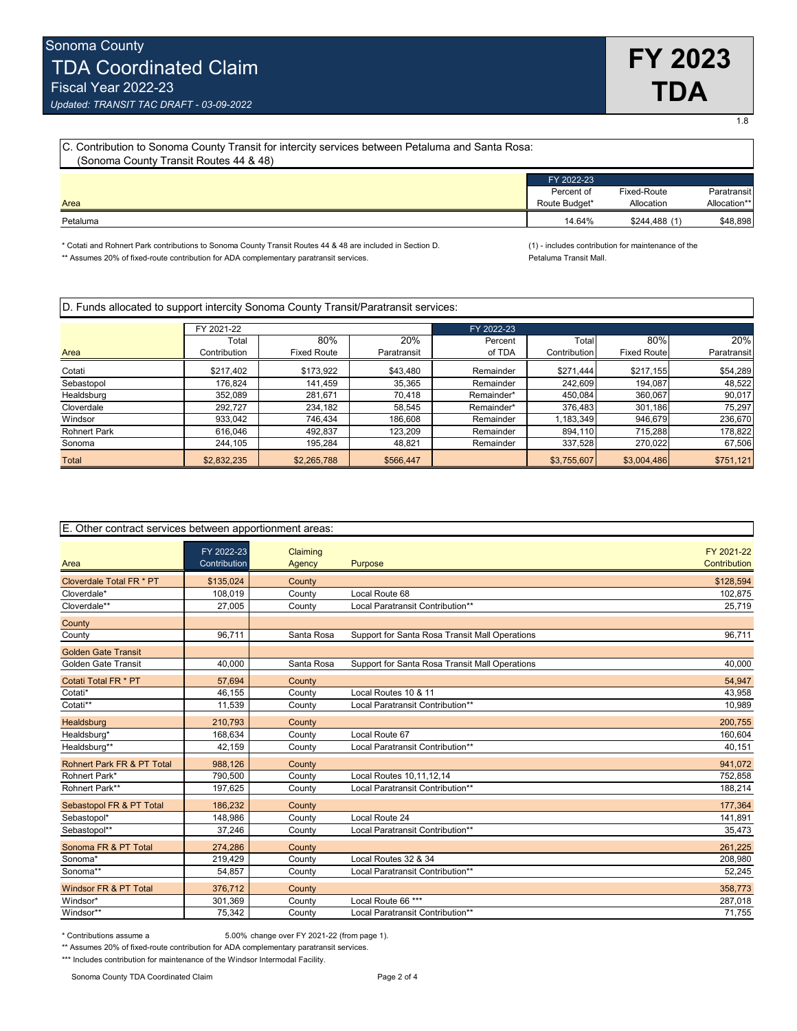# Sonoma County
## TDA Coordinated Claim
Fiscal Year 2022-23

*Updated: TRANSIT TAC DRAFT - 03-09-2022*

**FY 2023 TDA**

1.8

### C. Contribution to Sonoma County Transit for intercity services between Petaluma and Santa Rosa: (Sonoma County Transit Routes 44 & 48)

| Area | FY 2022-23 Percent of Route Budget* | Fixed-Route Allocation | Paratransit Allocation** |
|---|---|---|---|
| Petaluma | 14.64% | $244,488 (1) | $48,898 |

\* Cotati and Rohnert Park contributions to Sonoma County Transit Routes 44 & 48 are included in Section D.

** Assumes 20% of fixed-route contribution for ADA complementary paratransit services.

(1) - includes contribution for maintenance of the Petaluma Transit Mall.

### D. Funds allocated to support intercity Sonoma County Transit/Paratransit services:

| | FY 2021-22 | | | FY 2022-23 | | | |
|---|---|---|---|---|---|---|---|
| Area | Total Contribution | 80% Fixed Route | 20% Paratransit | Percent of TDA | Total Contribution | 80% Fixed Route | 20% Paratransit |
| Cotati | $217,402 | $173,922 | $43,480 | Remainder | $271,444 | $217,155 | $54,289 |
| Sebastopol | 176,824 | 141,459 | 35,365 | Remainder | 242,609 | 194,087 | 48,522 |
| Healdsburg | 352,089 | 281,671 | 70,418 | Remainder* | 450,084 | 360,067 | 90,017 |
| Cloverdale | 292,727 | 234,182 | 58,545 | Remainder* | 376,483 | 301,186 | 75,297 |
| Windsor | 933,042 | 746,434 | 186,608 | Remainder | 1,183,349 | 946,679 | 236,670 |
| Rohnert Park | 616,046 | 492,837 | 123,209 | Remainder | 894,110 | 715,288 | 178,822 |
| Sonoma | 244,105 | 195,284 | 48,821 | Remainder | 337,528 | 270,022 | 67,506 |
| Total | $2,832,235 | $2,265,788 | $566,447 | | $3,755,607 | $3,004,486 | $751,121 |

### E. Other contract services between apportionment areas:

| Area | FY 2022-23 Contribution | Claiming Agency | Purpose | FY 2021-22 Contribution |
|---|---|---|---|---|
| Cloverdale Total FR * PT | $135,024 | County | | $128,594 |
| Cloverdale* | 108,019 | County | Local Route 68 | 102,875 |
| Cloverdale** | 27,005 | County | Local Paratransit Contribution** | 25,719 |
| County | | | | |
| County | 96,711 | Santa Rosa | Support for Santa Rosa Transit Mall Operations | 96,711 |
| Golden Gate Transit | | | | |
| Golden Gate Transit | 40,000 | Santa Rosa | Support for Santa Rosa Transit Mall Operations | 40,000 |
| Cotati Total FR * PT | 57,694 | County | | 54,947 |
| Cotati* | 46,155 | County | Local Routes 10 & 11 | 43,958 |
| Cotati** | 11,539 | County | Local Paratransit Contribution** | 10,989 |
| Healdsburg | 210,793 | County | | 200,755 |
| Healdsburg* | 168,634 | County | Local Route 67 | 160,604 |
| Healdsburg** | 42,159 | County | Local Paratransit Contribution** | 40,151 |
| Rohnert Park FR & PT Total | 988,126 | County | | 941,072 |
| Rohnert Park* | 790,500 | County | Local Routes 10,11,12,14 | 752,858 |
| Rohnert Park** | 197,625 | County | Local Paratransit Contribution** | 188,214 |
| Sebastopol FR & PT Total | 186,232 | County | | 177,364 |
| Sebastopol* | 148,986 | County | Local Route 24 | 141,891 |
| Sebastopol** | 37,246 | County | Local Paratransit Contribution** | 35,473 |
| Sonoma FR & PT Total | 274,286 | County | | 261,225 |
| Sonoma* | 219,429 | County | Local Routes 32 & 34 | 208,980 |
| Sonoma** | 54,857 | County | Local Paratransit Contribution** | 52,245 |
| Windsor FR & PT Total | 376,712 | County | | 358,773 |
| Windsor* | 301,369 | County | Local Route 66 *** | 287,018 |
| Windsor** | 75,342 | County | Local Paratransit Contribution** | 71,755 |

\* Contributions assume a 5.00% change over FY 2021-22 (from page 1).

** Assumes 20% of fixed-route contribution for ADA complementary paratransit services.

*** Includes contribution for maintenance of the Windsor Intermodal Facility.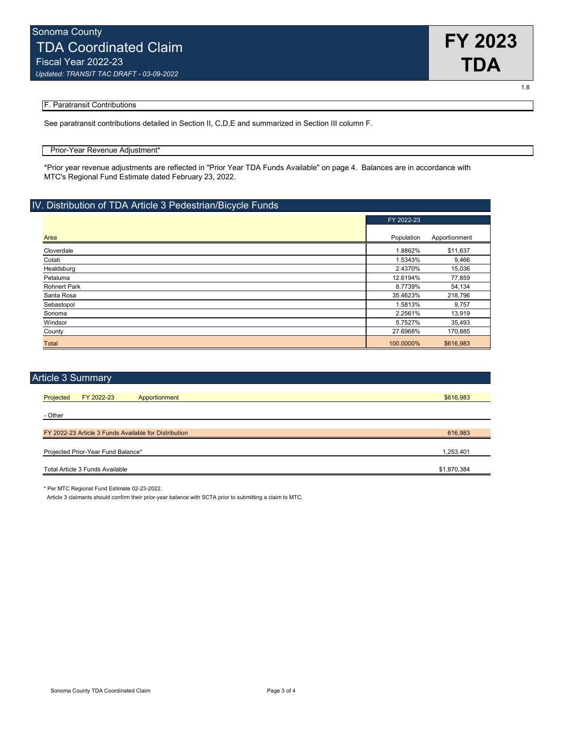# Sonoma County

## TDA Coordinated Claim

Fiscal Year 2022-23

*Updated: TRANSIT TAC DRAFT - 03-09-2022*

**FY 2023 TDA**

1.8

### F. Paratransit Contributions

See paratransit contributions detailed in Section II, C,D,E and summarized in Section III column F.

### Prior-Year Revenue Adjustment*

*Prior year revenue adjustments are reflected in "Prior Year TDA Funds Available" on page 4. Balances are in accordance with MTC's Regional Fund Estimate dated February 23, 2022.

## IV. Distribution of TDA Article 3 Pedestrian/Bicycle Funds

| | FY 2022-23 | |
|---|---|---|
| Area | Population | Apportionment |
| Cloverdale | 1.8862% | $11,637 |
| Cotati | 1.5343% | 9,466 |
| Healdsburg | 2.4370% | 15,036 |
| Petaluma | 12.6194% | 77,859 |
| Rohnert Park | 8.7739% | 54,134 |
| Santa Rosa | 35.4623% | 218,796 |
| Sebastopol | 1.5813% | 9,757 |
| Sonoma | 2.2561% | 13,919 |
| Windsor | 5.7527% | 35,493 |
| County | 27.6968% | 170,885 |
| Total | 100.0000% | $616,983 |

## Article 3 Summary

| | |
|---|---|
| Projected FY 2022-23 Apportionment | $616,983 |
| - Other | |
| FY 2022-23 Article 3 Funds Available for Distribution | 616,983 |
| Projected Prior-Year Fund Balance* | 1,253,401 |
| Total Article 3 Funds Available | $1,870,384 |

* Per MTC Regional Fund Estimate 02-23-2022.

Article 3 claimants should confirm their prior-year balance with SCTA prior to submitting a claim to MTC.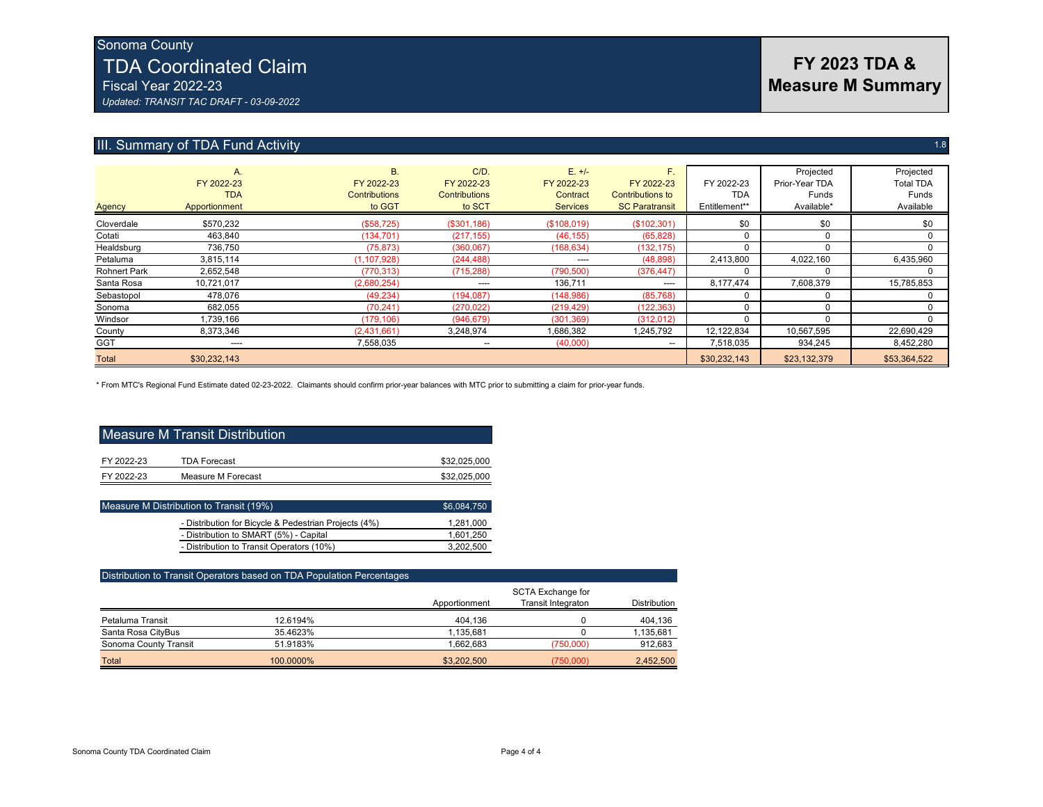Sonoma County

# TDA Coordinated Claim

Fiscal Year 2022-23

*Updated: TRANSIT TAC DRAFT - 03-09-2022*

## FY 2023 TDA & Measure M Summary

## III. Summary of TDA Fund Activity

1.8

| Agency | A. FY 2022-23 TDA Apportionment | B. FY 2022-23 Contributions to GGT | C/D. FY 2022-23 Contributions to SCT | E. +/- FY 2022-23 Contract Services | F. FY 2022-23 Contributions to SC Paratransit | FY 2022-23 TDA Entitlement** | Projected Prior-Year TDA Funds Available* | Projected Total TDA Funds Available |
|---|---|---|---|---|---|---|---|---|
| Cloverdale | $570,232 | ($58,725) | ($301,186) | ($108,019) | ($102,301) | $0 | $0 | $0 |
| Cotati | 463,840 | (134,701) | (217,155) | (46,155) | (65,828) | 0 | 0 | 0 |
| Healdsburg | 736,750 | (75,873) | (360,067) | (168,634) | (132,175) | 0 | 0 | 0 |
| Petaluma | 3,815,114 | (1,107,928) | (244,488) | ---- | (48,898) | 2,413,800 | 4,022,160 | 6,435,960 |
| Rohnert Park | 2,652,548 | (770,313) | (715,288) | (790,500) | (376,447) | 0 | 0 | 0 |
| Santa Rosa | 10,721,017 | (2,680,254) | ---- | 136,711 | ---- | 8,177,474 | 7,608,379 | 15,785,853 |
| Sebastopol | 478,076 | (49,234) | (194,087) | (148,986) | (85,768) | 0 | 0 | 0 |
| Sonoma | 682,055 | (70,241) | (270,022) | (219,429) | (122,363) | 0 | 0 | 0 |
| Windsor | 1,739,166 | (179,106) | (946,679) | (301,369) | (312,012) | 0 | 0 | 0 |
| County | 8,373,346 | (2,431,661) | 3,248,974 | 1,686,382 | 1,245,792 | 12,122,834 | 10,567,595 | 22,690,429 |
| GGT | ---- | 7,558,035 | -- | (40,000) | -- | 7,518,035 | 934,245 | 8,452,280 |
| Total | $30,232,143 | | | | | $30,232,143 | $23,132,379 | $53,364,522 |

\* From MTC's Regional Fund Estimate dated 02-23-2022. Claimants should confirm prior-year balances with MTC prior to submitting a claim for prior-year funds.

## Measure M Transit Distribution

| | | |
|---|---|---|
| FY 2022-23 | TDA Forecast | $32,025,000 |
| FY 2022-23 | Measure M Forecast | $32,025,000 |

| Measure M Distribution to Transit (19%) | $6,084,750 |
|---|---|
| - Distribution for Bicycle & Pedestrian Projects (4%) | 1,281,000 |
| - Distribution to SMART (5%) - Capital | 1,601,250 |
| - Distribution to Transit Operators (10%) | 3,202,500 |

### Distribution to Transit Operators based on TDA Population Percentages

| | | Apportionment | SCTA Exchange for Transit Integraton | Distribution |
|---|---|---|---|---|
| Petaluma Transit | 12.6194% | 404,136 | 0 | 404,136 |
| Santa Rosa CityBus | 35.4623% | 1,135,681 | 0 | 1,135,681 |
| Sonoma County Transit | 51.9183% | 1,662,683 | (750,000) | 912,683 |
| Total | 100.0000% | $3,202,500 | (750,000) | 2,452,500 |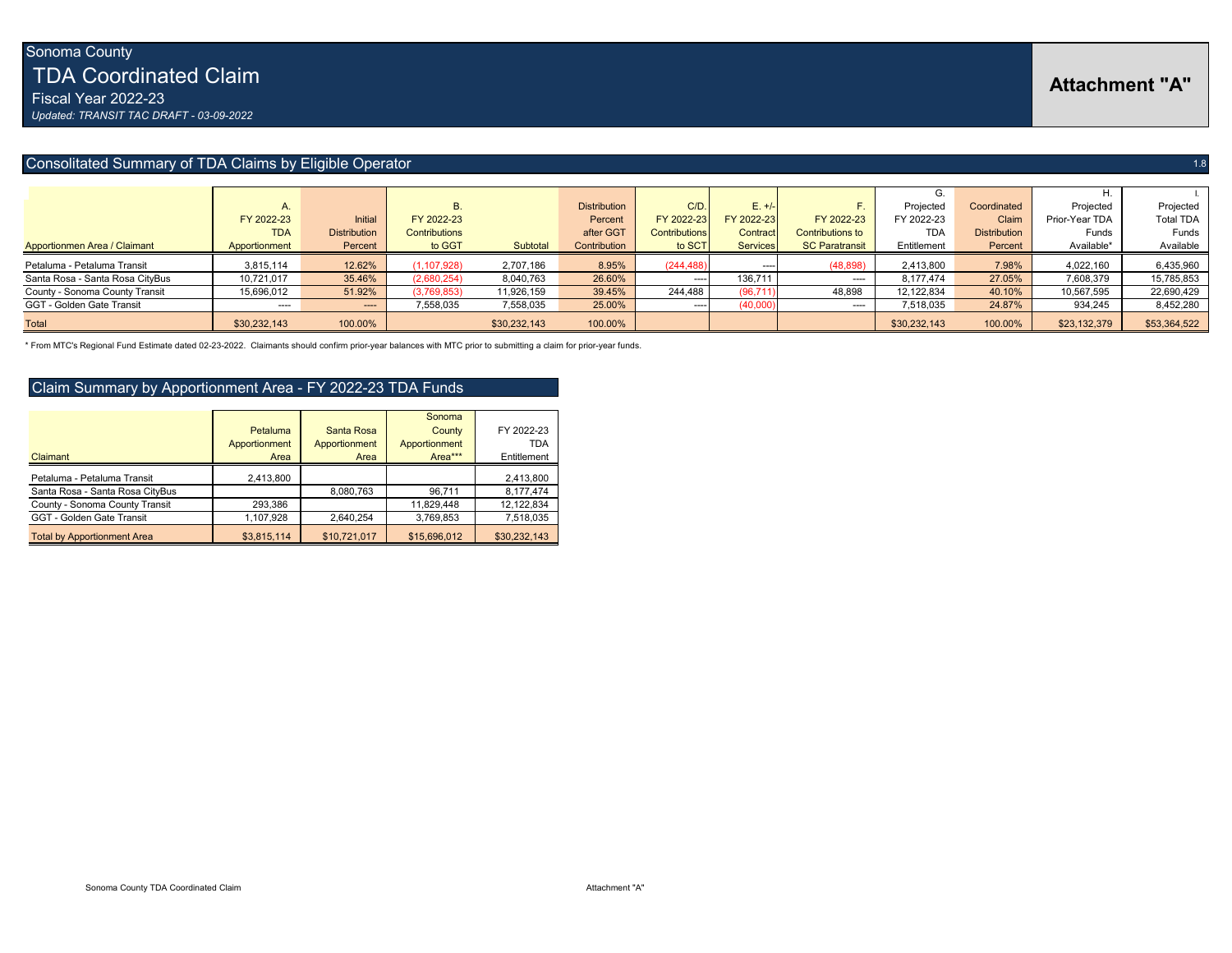Sonoma County

# TDA Coordinated Claim

Fiscal Year 2022-23

*Updated: TRANSIT TAC DRAFT - 03-09-2022*

**Attachment "A"**

## Consolitated Summary of TDA Claims by Eligible Operator

| Apportionmen Area / Claimant | A. FY 2022-23 TDA Apportionment | Initial Distribution Percent | B. FY 2022-23 Contributions to GGT | Subtotal | Distribution Percent after GGT Contribution | C/D. FY 2022-23 Contributions to SCT | E. +/- FY 2022-23 Contract Services | F. FY 2022-23 Contributions to SC Paratransit | G. Projected FY 2022-23 TDA Entitlement | Coordinated Claim Distribution Percent | H. Projected Prior-Year TDA Funds Available* | I. Projected Total TDA Funds Available |
|---|---|---|---|---|---|---|---|---|---|---|---|---|
| Petaluma - Petaluma Transit | 3,815,114 | 12.62% | (1,107,928) | 2,707,186 | 8.95% | (244,488) | ---- | (48,898) | 2,413,800 | 7.98% | 4,022,160 | 6,435,960 |
| Santa Rosa - Santa Rosa CityBus | 10,721,017 | 35.46% | (2,680,254) | 8,040,763 | 26.60% | ---- | 136,711 | ---- | 8,177,474 | 27.05% | 7,608,379 | 15,785,853 |
| County - Sonoma County Transit | 15,696,012 | 51.92% | (3,769,853) | 11,926,159 | 39.45% | 244,488 | (96,711) | 48,898 | 12,122,834 | 40.10% | 10,567,595 | 22,690,429 |
| GGT - Golden Gate Transit | ---- | ---- | 7,558,035 | 7,558,035 | 25.00% | ---- | (40,000) | ---- | 7,518,035 | 24.87% | 934,245 | 8,452,280 |
| Total | $30,232,143 | 100.00% | | $30,232,143 | 100.00% | | | | $30,232,143 | 100.00% | $23,132,379 | $53,364,522 |

* From MTC's Regional Fund Estimate dated 02-23-2022. Claimants should confirm prior-year balances with MTC prior to submitting a claim for prior-year funds.

## Claim Summary by Apportionment Area - FY 2022-23 TDA Funds

| Claimant | Petaluma Apportionment Area | Santa Rosa Apportionment Area | Sonoma County Apportionment Area*** | FY 2022-23 TDA Entitlement |
|---|---|---|---|---|
| Petaluma - Petaluma Transit | 2,413,800 | | | 2,413,800 |
| Santa Rosa - Santa Rosa CityBus | | 8,080,763 | 96,711 | 8,177,474 |
| County - Sonoma County Transit | 293,386 | | 11,829,448 | 12,122,834 |
| GGT - Golden Gate Transit | 1,107,928 | 2,640,254 | 3,769,853 | 7,518,035 |
| Total by Apportionment Area | $3,815,114 | $10,721,017 | $15,696,012 | $30,232,143 |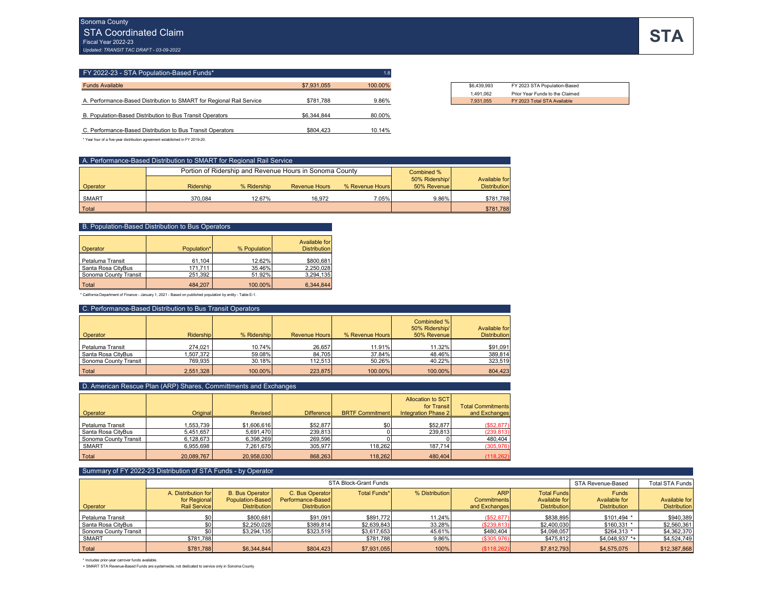Sonoma County

# STA Coordinated Claim

Fiscal Year 2022-23

*Updated: TRANSIT TAC DRAFT - 03-09-2022*

**STA**

## FY 2022-23 - STA Population-Based Funds*

1.8

| | | |
|---|---|---|
| Funds Available | $7,931,055 | 100.00% |
| A. Performance-Based Distribution to SMART for Regional Rail Service | $781,788 | 9.86% |
| B. Population-Based Distribution to Bus Transit Operators | $6,344,844 | 80.00% |
| C. Performance-Based Distribution to Bus Transit Operators | $804,423 | 10.14% |

* Year four of a five-year distribution agreement established in FY 2019-20.

| | |
|---|---|
| $6,439,993 | FY 2023 STA Population-Based |
| 1,491,062 | Prior Year Funds to the Claimed |
| 7,931,055 | FY 2023 Total STA Available |

## A. Performance-Based Distribution to SMART for Regional Rail Service

| | Portion of Ridership and Revenue Hours in Sonoma County | | | | | |
|---|---|---|---|---|---|---|
| Operator | Ridership | % Ridership | Revenue Hours | % Revenue Hours | Combined % 50% Ridership/ 50% Revenue | Available for Distribution |
| SMART | 370,084 | 12.67% | 16,972 | 7.05% | 9.86% | $781,788 |
| Total | | | | | | $781,788 |

## B. Population-Based Distribution to Bus Operators

| Operator | Population* | % Population | Available for Distribution |
|---|---|---|---|
| Petaluma Transit | 61,104 | 12.62% | $800,681 |
| Santa Rosa CityBus | 171,711 | 35.46% | 2,250,028 |
| Sonoma County Transit | 251,392 | 51.92% | 3,294,135 |
| Total | 484,207 | 100.00% | 6,344,844 |

* California Department of Finance - January 1, 2021 - Based on published population by entity - Table E-1.

## C. Performance-Based Distribution to Bus Transit Operators

| Operator | Ridership | % Ridership | Revenue Hours | % Revenue Hours | Combinded % 50% Ridership/ 50% Revenue | Available for Distribution |
|---|---|---|---|---|---|---|
| Petaluma Transit | 274,021 | 10.74% | 26,657 | 11.91% | 11.32% | $91,091 |
| Santa Rosa CityBus | 1,507,372 | 59.08% | 84,705 | 37.84% | 48.46% | 389,814 |
| Sonoma County Transit | 769,935 | 30.18% | 112,513 | 50.26% | 40.22% | 323,519 |
| Total | 2,551,328 | 100.00% | 223,875 | 100.00% | 100.00% | 804,423 |

## D. American Rescue Plan (ARP) Shares, Committments and Exchanges

| Operator | Original | Revised | Difference | BRTF Commitment | Allocation to SCT for Transit Integration Phase 2 | Total Commitments and Exchanges |
|---|---|---|---|---|---|---|
| Petaluma Transit | 1,553,739 | $1,606,616 | $52,877 | $0 | $52,877 | ($52,877) |
| Santa Rosa CityBus | 5,451,657 | 5,691,470 | 239,813 | 0 | 239,813 | (239,813) |
| Sonoma County Transit | 6,128,673 | 6,398,269 | 269,596 | 0 | 0 | 480,404 |
| SMART | 6,955,698 | 7,261,675 | 305,977 | 118,262 | 187,714 | (305,976) |
| Total | 20,089,767 | 20,958,030 | 868,263 | 118,262 | 480,404 | (118,262) |

## Summary of FY 2022-23 Distribution of STA Funds - by Operator

| | STA Block-Grant Funds | | | | | | | STA Revenue-Based | Total STA Funds |
|---|---|---|---|---|---|---|---|---|---|
| Operator | A. Distribution for Regional Rail Service | B. Bus Operator Population-Based Distribution | C. Bus Operator Performance-Based Distribution | Total Funds* | % Distribution | ARP Commitments and Exchanges | Total Funds Available for Distribution | Funds Available for Distribution | Available for Distribution |
| Petaluma Transit | $0 | $800,681 | $91,091 | $891,772 | 11.24% | ($52,877) | $838,895 | $101,494 * | $940,389 |
| Santa Rosa CityBus | $0 | $2,250,028 | $389,814 | $2,639,843 | 33.28% | ($239,813) | $2,400,030 | $160,331 * | $2,560,361 |
| Sonoma County Transit | $0 | $3,294,135 | $323,519 | $3,617,653 | 45.61% | $480,404 | $4,098,057 | $264,313 * | $4,362,370 |
| SMART | $781,788 | | | $781,788 | 9.86% | ($305,976) | $475,812 | $4,048,937 *+ | $4,524,749 |
| Total | $781,788 | $6,344,844 | $804,423 | $7,931,055 | 100% | ($118,262) | $7,812,793 | $4,575,075 | $12,387,868 |

* Includes prior-year carrover funds available.

+ SMART STA Revenue-Based Funds are systemwide, not dedicated to service only in Sonoma County